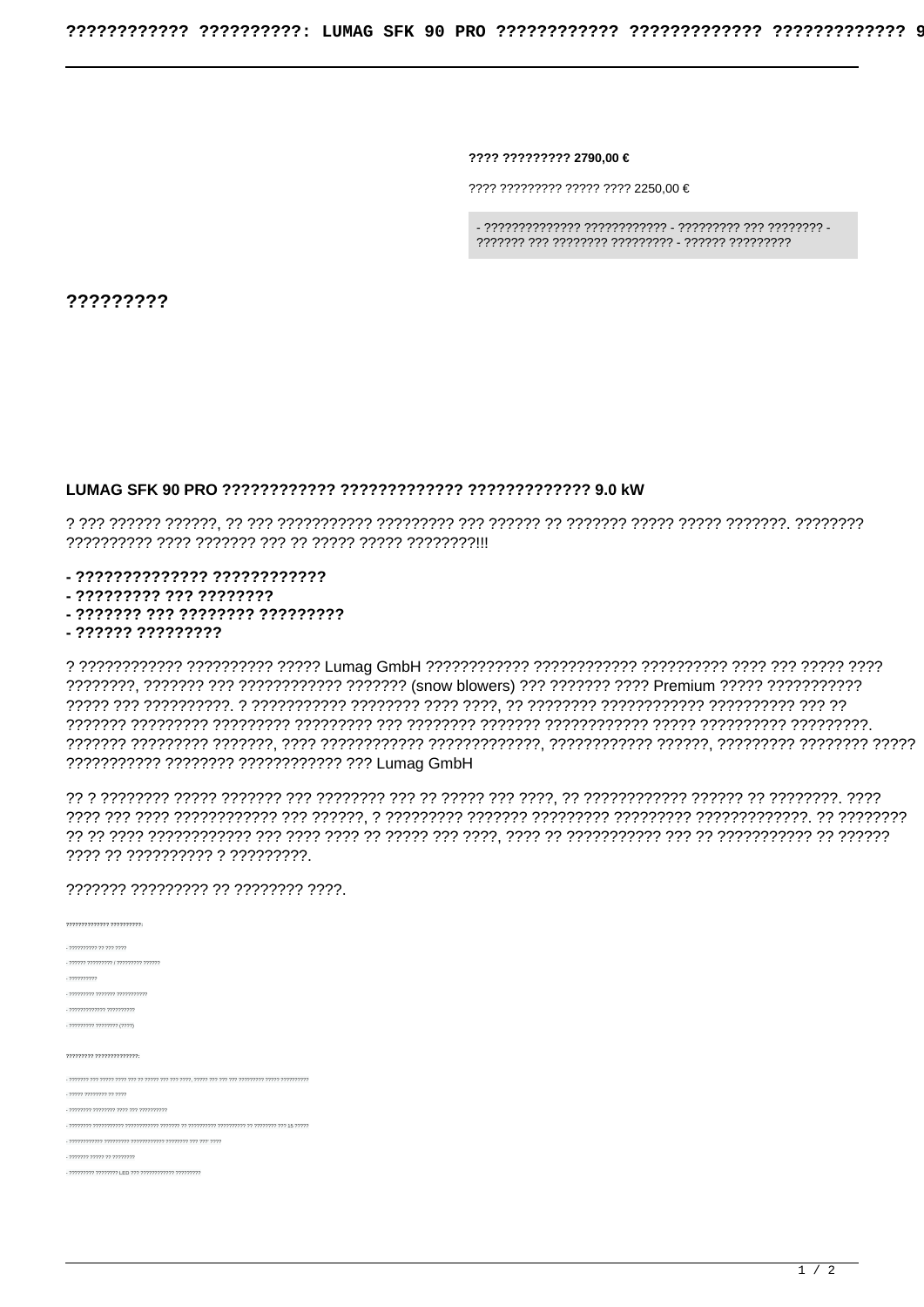**???? ????????? 2790,00 €**

???? ????????? ????? ???? 2250,00 €

- ?????????????? ???????????? - ????????? ??? ???????? - ??????? ??? ???????? ????????? - ?????? ?????????

## ?????????

### LUMAG SFK 90 PRO ???????????? ????????????? ????????????? 9.0 kW

? ??? ?????? ??????, ?? ??? ??????????? ????????? ??? ?????? ?? ??????? ????? ????? ???????. ???????? ?????????? ???? ??????? ??? ?? ????? ????? ????????!!!

**- ?????????????? ????????????**
**- ????????? ??? ????????**
**- ??????? ??? ???????? ?????????**
**- ?????? ?????????**

? ???????????? ?????????? ????? Lumag GmbH ???????????? ???????????? ?????????? ???? ??? ????? ???? ????????, ??????? ??? ???????????? ??????? (snow blowers) ??? ??????? ???? Premium ????? ??????????? ????? ??? ??????????. ? ??????????? ???????? ???? ????, ?? ???????? ???????????? ?????????? ??? ?? ??????? ????????? ????????? ????????? ??? ???????? ??????? ??????????? ????? ?????????? ?????????. ??????? ????????? ???????, ???? ???????????? ?????????????, ???????????? ??????, ????????? ???????? ????? ??????????? ???????? ???????????? ??? Lumag GmbH

?? ? ???????? ????? ??????? ??? ???????? ??? ?? ????? ??? ????, ?? ???????????? ?????? ?? ????????. ???? ???? ??? ???? ???????????? ??? ??????, ? ????????? ??????? ????????? ????????? ?????????????. ?? ???????? ?? ?? ???? ???????????? ??? ???? ???? ?? ????? ??? ????, ???? ?? ??????????? ??? ?? ??????????? ?? ?????? ???? ?? ?????????? ? ?????????.

??????? ????????? ?? ???????? ????.

?????????????? ??????????:

- ?????????? ?? ??? ????
- ?????? ????????? / ????????? ??????
- ??????????
- ????????? ??????? ???????????
- ????????????? ??????????
- ????????? ???????? (????)

????????? ??????????????:

- ??????? ??? ????? ???? ??? ?? ????? ??? ??? ????, ????? ??? ??? ??? ????????? ????? ??????????
- ????? ???????? ?? ????
- ???????? ???????? ???? ??? ??????????
- ???????? ??????????? ???????????? ??????? ?? ?????????? ?????????? ?? ???????? ??? 15 ?????
- ???????????? ????????? ??????????? ???????? ??? ??? ????
- ??????? ????? ?? ????????
- ????????? ???????? LED ??? ???????????? ?????????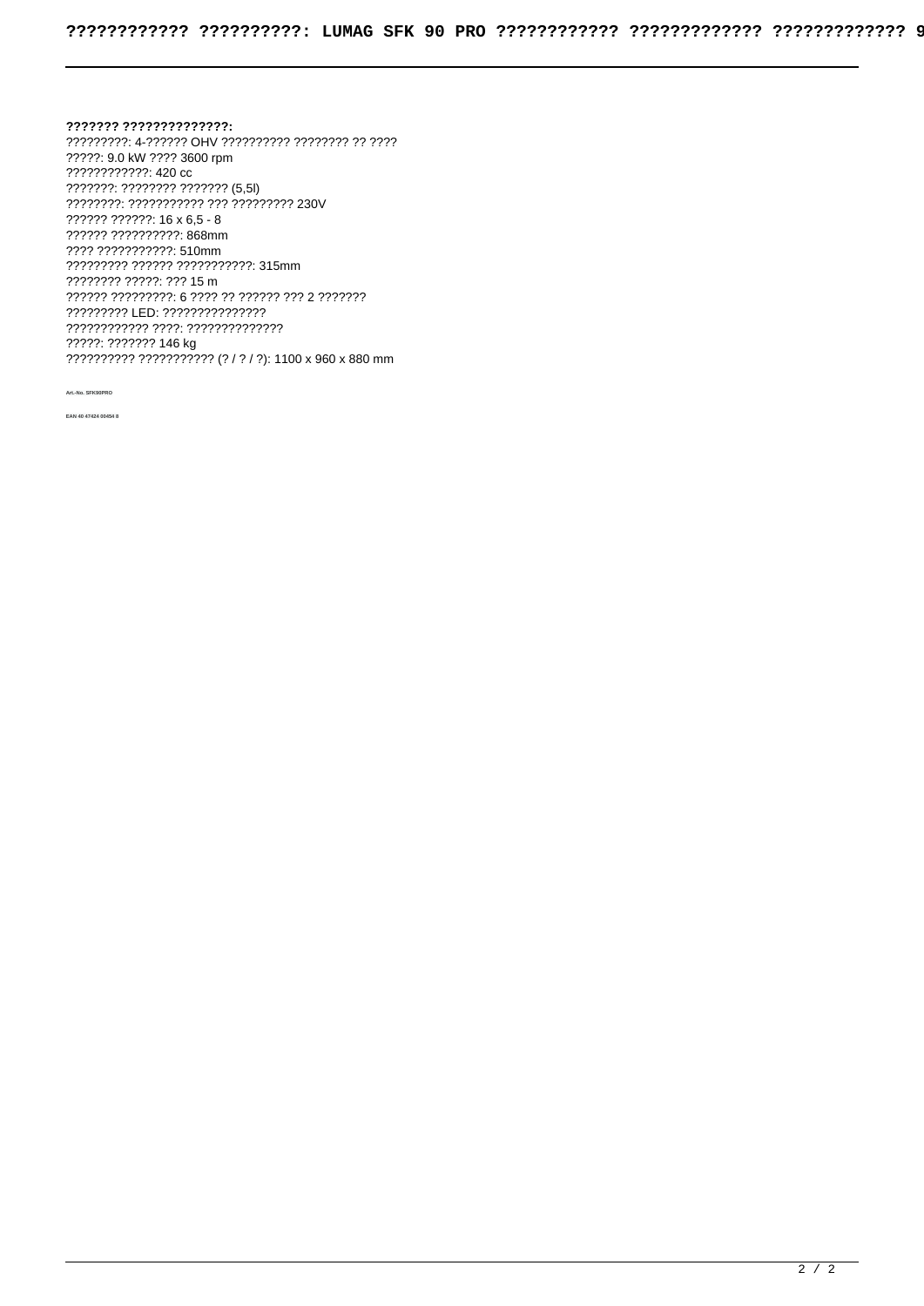**??????? ??????????????:**

?????????: 4-?????? OHV ?????????? ???????? ?? ????
?????: 9.0 kW ???? 3600 rpm
????????????: 420 cc
???????: ???????? ??????? (5,5l)
????????: ??????????? ??? ????????? 230V
?????? ??????: 16 x 6,5 - 8
?????? ??????????: 868mm
???? ???????????: 510mm
????????? ?????? ???????????: 315mm
???????? ?????: ??? 15 m
?????? ?????????: 6 ???? ?? ?????? ??? 2 ???????
????????? LED: ???????????????
???????????? ????: ??????????????
?????: ??????? 146 kg
?????????? ??????????? (? / ? / ?): 1100 x 960 x 880 mm

Art.-No. SFK90PRO

EAN 40 47424 00454 8